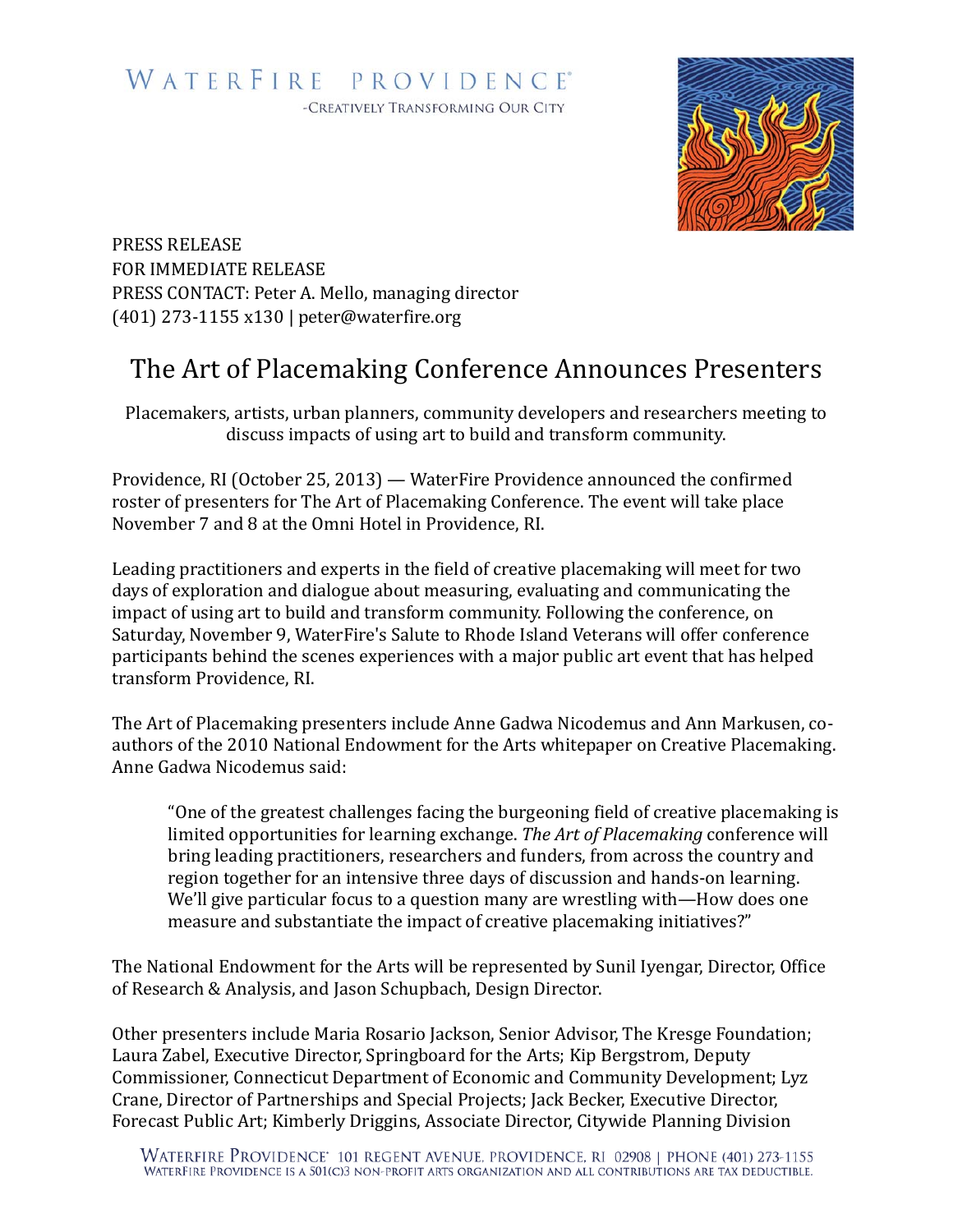WATERFIRE PROVIDENCE®
-CREATIVELY TRANSFORMING OUR CITY

PRESS RELEASE
FOR IMMEDIATE RELEASE
PRESS CONTACT: Peter A. Mello, managing director
(401) 273-1155 x130 | peter@waterfire.org

# The Art of Placemaking Conference Announces Presenters

Placemakers, artists, urban planners, community developers and researchers meeting to discuss impacts of using art to build and transform community.

Providence, RI (October 25, 2013) — WaterFire Providence announced the confirmed roster of presenters for The Art of Placemaking Conference. The event will take place November 7 and 8 at the Omni Hotel in Providence, RI.

Leading practitioners and experts in the field of creative placemaking will meet for two days of exploration and dialogue about measuring, evaluating and communicating the impact of using art to build and transform community. Following the conference, on Saturday, November 9, WaterFire's Salute to Rhode Island Veterans will offer conference participants behind the scenes experiences with a major public art event that has helped transform Providence, RI.

The Art of Placemaking presenters include Anne Gadwa Nicodemus and Ann Markusen, co-authors of the 2010 National Endowment for the Arts whitepaper on Creative Placemaking. Anne Gadwa Nicodemus said:

> "One of the greatest challenges facing the burgeoning field of creative placemaking is limited opportunities for learning exchange. *The Art of Placemaking* conference will bring leading practitioners, researchers and funders, from across the country and region together for an intensive three days of discussion and hands-on learning. We'll give particular focus to a question many are wrestling with—How does one measure and substantiate the impact of creative placemaking initiatives?"

The National Endowment for the Arts will be represented by Sunil Iyengar, Director, Office of Research & Analysis, and Jason Schupbach, Design Director.

Other presenters include Maria Rosario Jackson, Senior Advisor, The Kresge Foundation; Laura Zabel, Executive Director, Springboard for the Arts; Kip Bergstrom, Deputy Commissioner, Connecticut Department of Economic and Community Development; Lyz Crane, Director of Partnerships and Special Projects; Jack Becker, Executive Director, Forecast Public Art; Kimberly Driggins, Associate Director, Citywide Planning Division

WATERFIRE PROVIDENCE® 101 REGENT AVENUE, PROVIDENCE, RI 02908 | PHONE (401) 273-1155
WATERFIRE PROVIDENCE IS A 501(C)3 NON-PROFIT ARTS ORGANIZATION AND ALL CONTRIBUTIONS ARE TAX DEDUCTIBLE.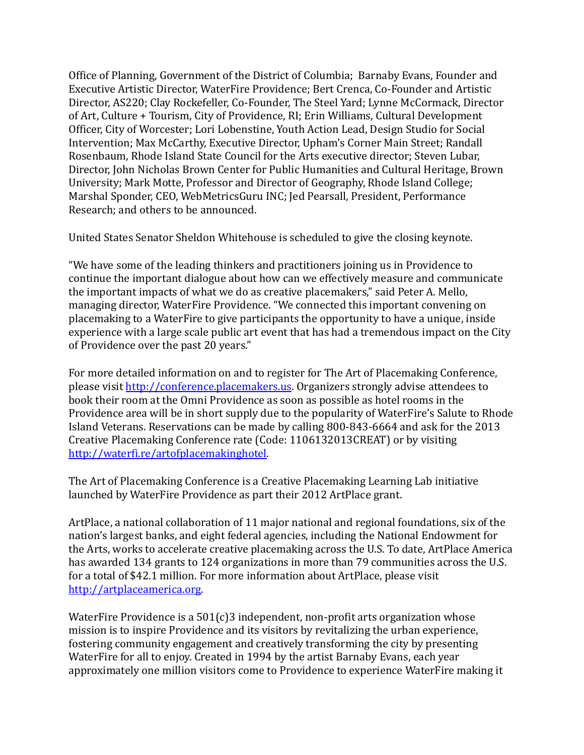Office of Planning, Government of the District of Columbia; Barnaby Evans, Founder and Executive Artistic Director, WaterFire Providence; Bert Crenca, Co-Founder and Artistic Director, AS220; Clay Rockefeller, Co-Founder, The Steel Yard; Lynne McCormack, Director of Art, Culture + Tourism, City of Providence, RI; Erin Williams, Cultural Development Officer, City of Worcester; Lori Lobenstine, Youth Action Lead, Design Studio for Social Intervention; Max McCarthy, Executive Director, Upham's Corner Main Street; Randall Rosenbaum, Rhode Island State Council for the Arts executive director; Steven Lubar, Director, John Nicholas Brown Center for Public Humanities and Cultural Heritage, Brown University; Mark Motte, Professor and Director of Geography, Rhode Island College; Marshal Sponder, CEO, WebMetricsGuru INC; Jed Pearsall, President, Performance Research; and others to be announced.

United States Senator Sheldon Whitehouse is scheduled to give the closing keynote.

"We have some of the leading thinkers and practitioners joining us in Providence to continue the important dialogue about how can we effectively measure and communicate the important impacts of what we do as creative placemakers," said Peter A. Mello, managing director, WaterFire Providence. "We connected this important convening on placemaking to a WaterFire to give participants the opportunity to have a unique, inside experience with a large scale public art event that has had a tremendous impact on the City of Providence over the past 20 years."

For more detailed information on and to register for The Art of Placemaking Conference, please visit [http://conference.placemakers.us](http://conference.placemakers.us). Organizers strongly advise attendees to book their room at the Omni Providence as soon as possible as hotel rooms in the Providence area will be in short supply due to the popularity of WaterFire's Salute to Rhode Island Veterans. Reservations can be made by calling 800-843-6664 and ask for the 2013 Creative Placemaking Conference rate (Code: 1106132013CREAT) or by visiting [http://waterfi.re/artofplacemakinghotel](http://waterfi.re/artofplacemakinghotel).

The Art of Placemaking Conference is a Creative Placemaking Learning Lab initiative launched by WaterFire Providence as part their 2012 ArtPlace grant.

ArtPlace, a national collaboration of 11 major national and regional foundations, six of the nation's largest banks, and eight federal agencies, including the National Endowment for the Arts, works to accelerate creative placemaking across the U.S. To date, ArtPlace America has awarded 134 grants to 124 organizations in more than 79 communities across the U.S. for a total of $42.1 million. For more information about ArtPlace, please visit [http://artplaceamerica.org](http://artplaceamerica.org).

WaterFire Providence is a 501(c)3 independent, non-profit arts organization whose mission is to inspire Providence and its visitors by revitalizing the urban experience, fostering community engagement and creatively transforming the city by presenting WaterFire for all to enjoy. Created in 1994 by the artist Barnaby Evans, each year approximately one million visitors come to Providence to experience WaterFire making it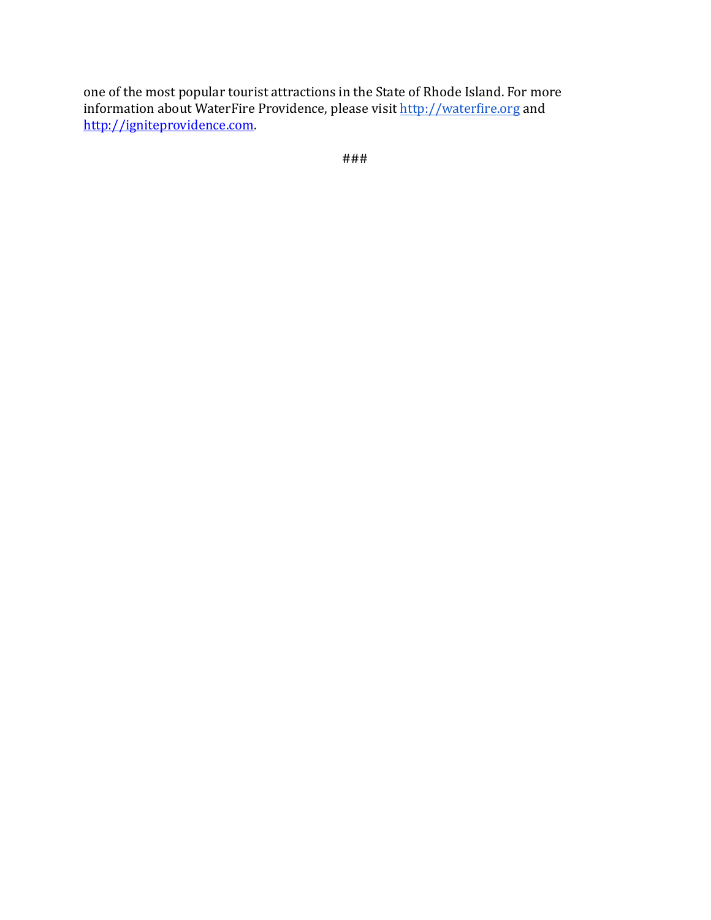one of the most popular tourist attractions in the State of Rhode Island. For more information about WaterFire Providence, please visit [http://waterfire.org](http://waterfire.org) and [http://igniteprovidence.com](http://igniteprovidence.com).

###